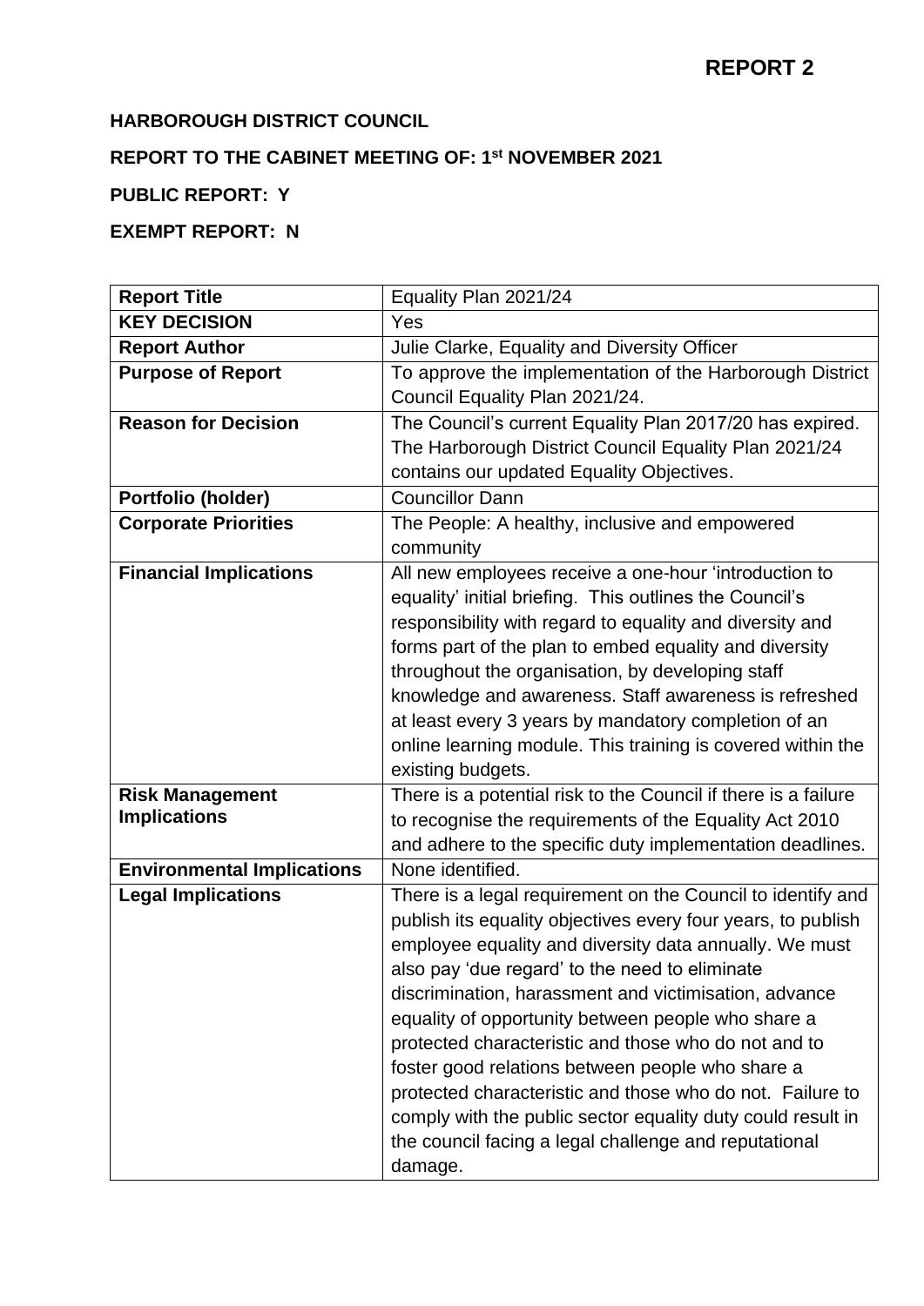**REPORT 2**

**HARBOROUGH DISTRICT COUNCIL**

**REPORT TO THE CABINET MEETING OF: 1st NOVEMBER 2021**

**PUBLIC REPORT: Y**

**EXEMPT REPORT: N**

| **Report Title** | Equality Plan 2021/24 |
|---|---|
| **KEY DECISION** | Yes |
| **Report Author** | Julie Clarke, Equality and Diversity Officer |
| **Purpose of Report** | To approve the implementation of the Harborough District Council Equality Plan 2021/24. |
| **Reason for Decision** | The Council's current Equality Plan 2017/20 has expired. The Harborough District Council Equality Plan 2021/24 contains our updated Equality Objectives. |
| **Portfolio (holder)** | Councillor Dann |
| **Corporate Priorities** | The People: A healthy, inclusive and empowered community |
| **Financial Implications** | All new employees receive a one-hour 'introduction to equality' initial briefing. This outlines the Council's responsibility with regard to equality and diversity and forms part of the plan to embed equality and diversity throughout the organisation, by developing staff knowledge and awareness. Staff awareness is refreshed at least every 3 years by mandatory completion of an online learning module. This training is covered within the existing budgets. |
| **Risk Management Implications** | There is a potential risk to the Council if there is a failure to recognise the requirements of the Equality Act 2010 and adhere to the specific duty implementation deadlines. |
| **Environmental Implications** | None identified. |
| **Legal Implications** | There is a legal requirement on the Council to identify and publish its equality objectives every four years, to publish employee equality and diversity data annually. We must also pay 'due regard' to the need to eliminate discrimination, harassment and victimisation, advance equality of opportunity between people who share a protected characteristic and those who do not and to foster good relations between people who share a protected characteristic and those who do not. Failure to comply with the public sector equality duty could result in the council facing a legal challenge and reputational damage. |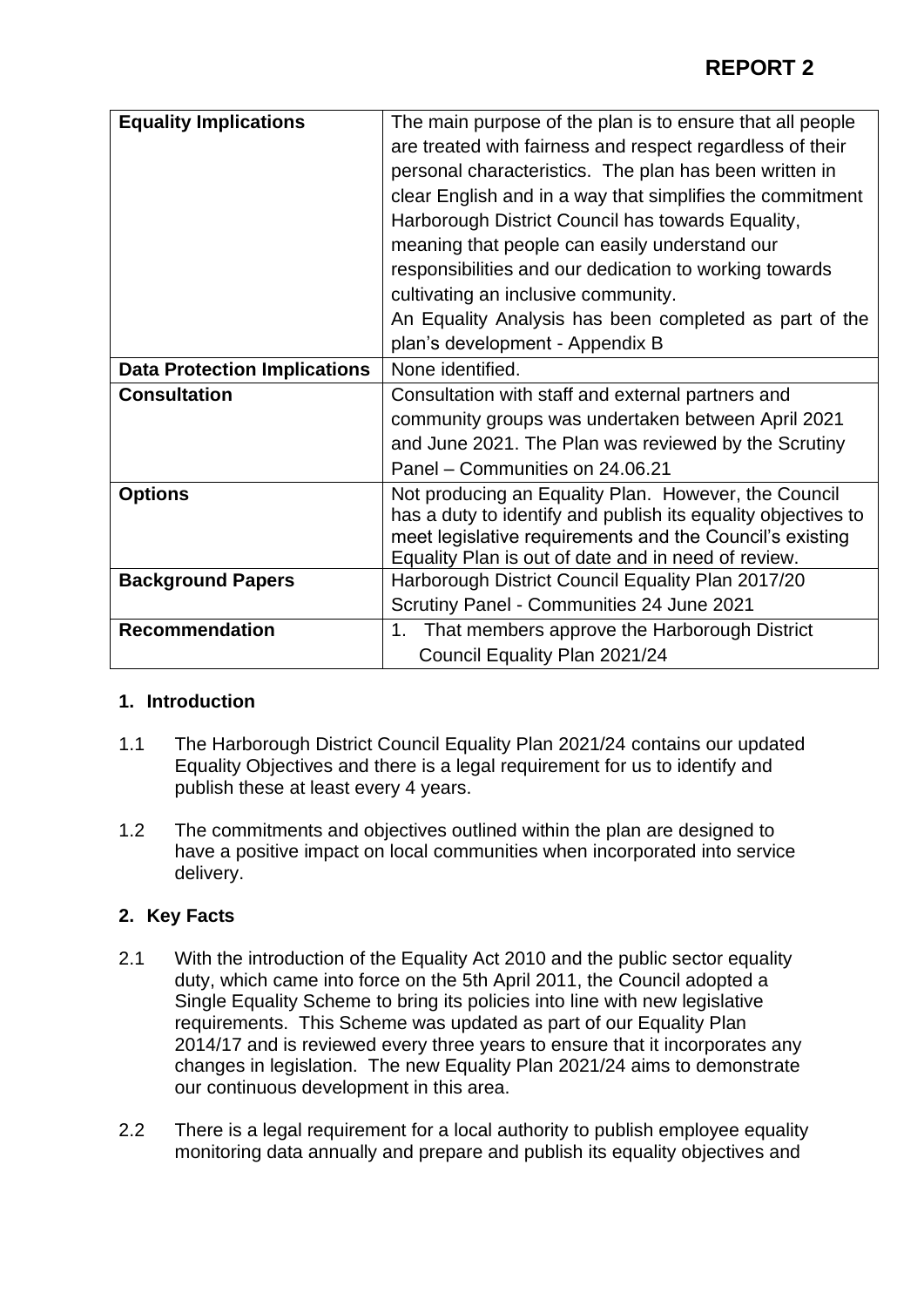# REPORT 2

| | |
|---|---|
| **Equality Implications** | The main purpose of the plan is to ensure that all people are treated with fairness and respect regardless of their personal characteristics. The plan has been written in clear English and in a way that simplifies the commitment Harborough District Council has towards Equality, meaning that people can easily understand our responsibilities and our dedication to working towards cultivating an inclusive community. An Equality Analysis has been completed as part of the plan's development - Appendix B |
| **Data Protection Implications** | None identified. |
| **Consultation** | Consultation with staff and external partners and community groups was undertaken between April 2021 and June 2021. The Plan was reviewed by the Scrutiny Panel – Communities on 24.06.21 |
| **Options** | Not producing an Equality Plan. However, the Council has a duty to identify and publish its equality objectives to meet legislative requirements and the Council's existing Equality Plan is out of date and in need of review. |
| **Background Papers** | Harborough District Council Equality Plan 2017/20<br>Scrutiny Panel - Communities 24 June 2021 |
| **Recommendation** | 1. That members approve the Harborough District Council Equality Plan 2021/24 |

## 1. Introduction

1.1 The Harborough District Council Equality Plan 2021/24 contains our updated Equality Objectives and there is a legal requirement for us to identify and publish these at least every 4 years.

1.2 The commitments and objectives outlined within the plan are designed to have a positive impact on local communities when incorporated into service delivery.

## 2. Key Facts

2.1 With the introduction of the Equality Act 2010 and the public sector equality duty, which came into force on the 5th April 2011, the Council adopted a Single Equality Scheme to bring its policies into line with new legislative requirements. This Scheme was updated as part of our Equality Plan 2014/17 and is reviewed every three years to ensure that it incorporates any changes in legislation. The new Equality Plan 2021/24 aims to demonstrate our continuous development in this area.

2.2 There is a legal requirement for a local authority to publish employee equality monitoring data annually and prepare and publish its equality objectives and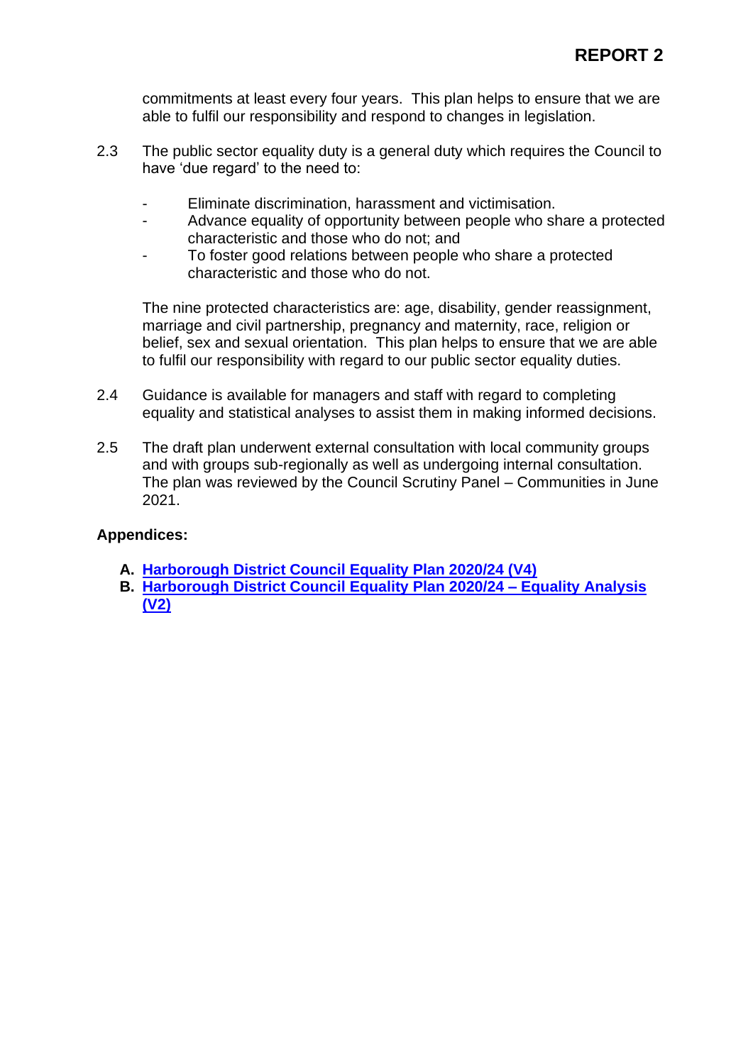commitments at least every four years. This plan helps to ensure that we are able to fulfil our responsibility and respond to changes in legislation.

2.3 The public sector equality duty is a general duty which requires the Council to have 'due regard' to the need to:

- Eliminate discrimination, harassment and victimisation.
- Advance equality of opportunity between people who share a protected characteristic and those who do not; and
- To foster good relations between people who share a protected characteristic and those who do not.

The nine protected characteristics are: age, disability, gender reassignment, marriage and civil partnership, pregnancy and maternity, race, religion or belief, sex and sexual orientation. This plan helps to ensure that we are able to fulfil our responsibility with regard to our public sector equality duties.

2.4 Guidance is available for managers and staff with regard to completing equality and statistical analyses to assist them in making informed decisions.

2.5 The draft plan underwent external consultation with local community groups and with groups sub-regionally as well as undergoing internal consultation. The plan was reviewed by the Council Scrutiny Panel – Communities in June 2021.

**Appendices:**

A. **Harborough District Council Equality Plan 2020/24 (V4)**
B. **Harborough District Council Equality Plan 2020/24 – Equality Analysis (V2)**